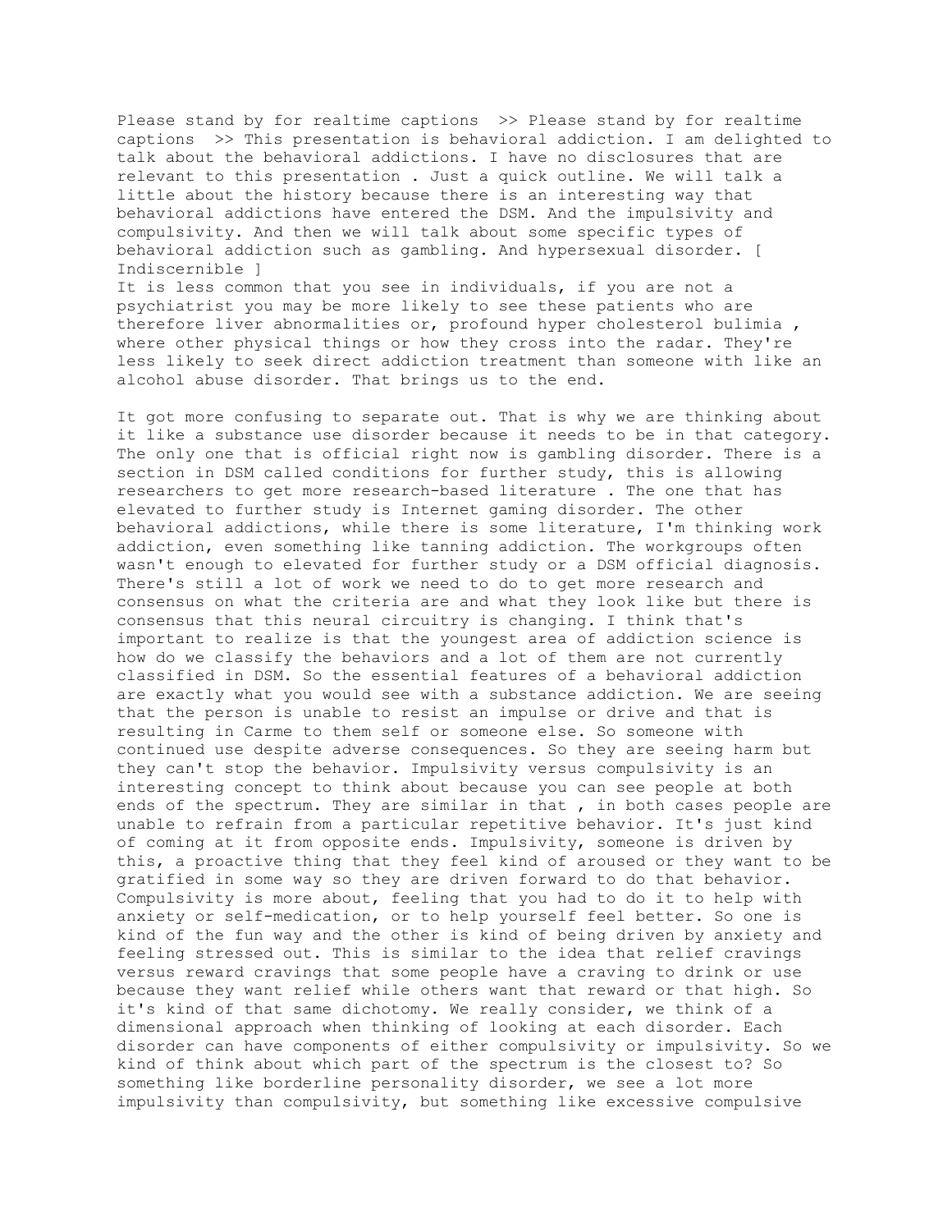Please stand by for realtime captions >> Please stand by for realtime captions >> This presentation is behavioral addiction. I am delighted to talk about the behavioral addictions. I have no disclosures that are relevant to this presentation . Just a quick outline. We will talk a little about the history because there is an interesting way that behavioral addictions have entered the DSM. And the impulsivity and compulsivity. And then we will talk about some specific types of behavioral addiction such as gambling. And hypersexual disorder. [ Indiscernible ]

It is less common that you see in individuals, if you are not a psychiatrist you may be more likely to see these patients who are therefore liver abnormalities or, profound hyper cholesterol bulimia , where other physical things or how they cross into the radar. They're less likely to seek direct addiction treatment than someone with like an alcohol abuse disorder. That brings us to the end.

It got more confusing to separate out. That is why we are thinking about it like a substance use disorder because it needs to be in that category. The only one that is official right now is gambling disorder. There is a section in DSM called conditions for further study, this is allowing researchers to get more research-based literature . The one that has elevated to further study is Internet gaming disorder. The other behavioral addictions, while there is some literature, I'm thinking work addiction, even something like tanning addiction. The workgroups often wasn't enough to elevated for further study or a DSM official diagnosis. There's still a lot of work we need to do to get more research and consensus on what the criteria are and what they look like but there is consensus that this neural circuitry is changing. I think that's important to realize is that the youngest area of addiction science is how do we classify the behaviors and a lot of them are not currently classified in DSM. So the essential features of a behavioral addiction are exactly what you would see with a substance addiction. We are seeing that the person is unable to resist an impulse or drive and that is resulting in Carme to them self or someone else. So someone with continued use despite adverse consequences. So they are seeing harm but they can't stop the behavior. Impulsivity versus compulsivity is an interesting concept to think about because you can see people at both ends of the spectrum. They are similar in that , in both cases people are unable to refrain from a particular repetitive behavior. It's just kind of coming at it from opposite ends. Impulsivity, someone is driven by this, a proactive thing that they feel kind of aroused or they want to be gratified in some way so they are driven forward to do that behavior. Compulsivity is more about, feeling that you had to do it to help with anxiety or self-medication, or to help yourself feel better. So one is kind of the fun way and the other is kind of being driven by anxiety and feeling stressed out. This is similar to the idea that relief cravings versus reward cravings that some people have a craving to drink or use because they want relief while others want that reward or that high. So it's kind of that same dichotomy. We really consider, we think of a dimensional approach when thinking of looking at each disorder. Each disorder can have components of either compulsivity or impulsivity. So we kind of think about which part of the spectrum is the closest to? So something like borderline personality disorder, we see a lot more impulsivity than compulsivity, but something like excessive compulsive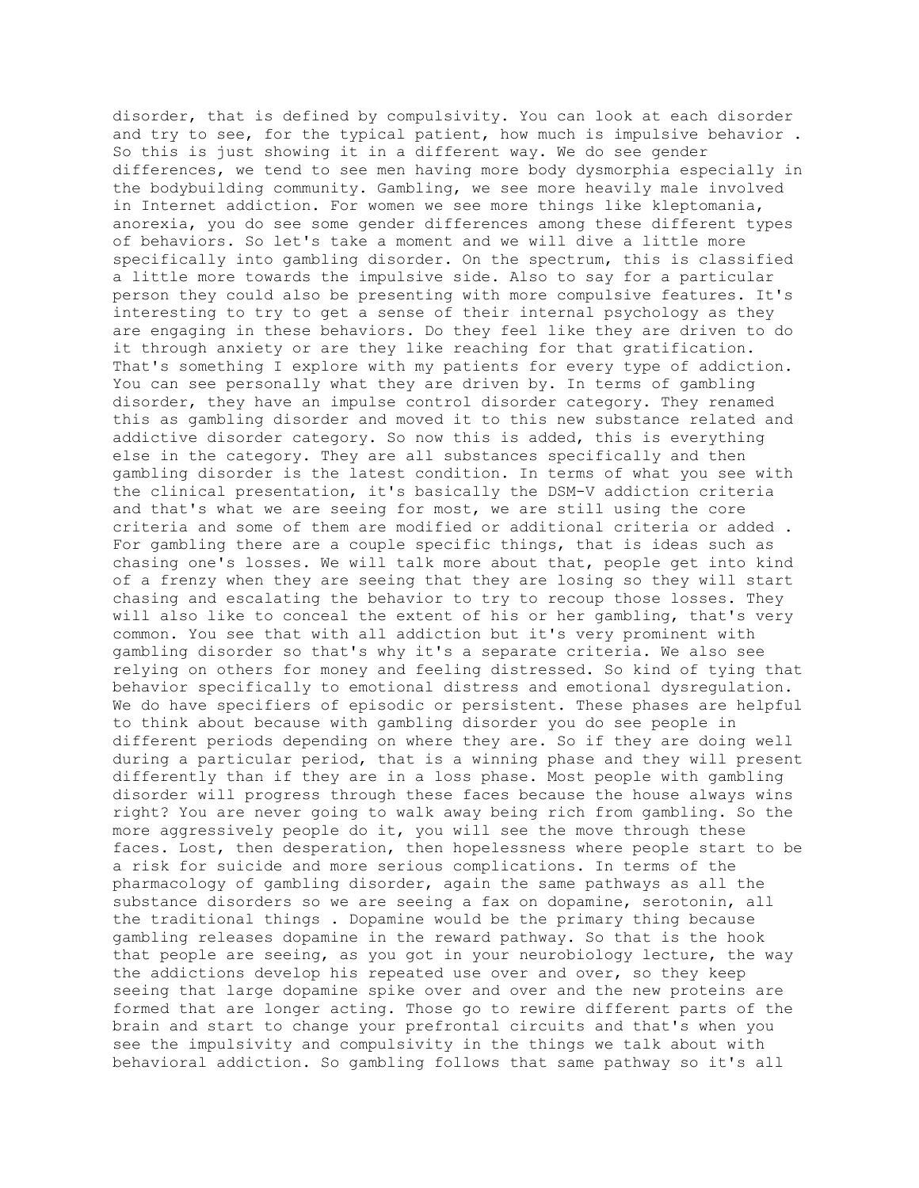disorder, that is defined by compulsivity. You can look at each disorder and try to see, for the typical patient, how much is impulsive behavior . So this is just showing it in a different way. We do see gender differences, we tend to see men having more body dysmorphia especially in the bodybuilding community. Gambling, we see more heavily male involved in Internet addiction. For women we see more things like kleptomania, anorexia, you do see some gender differences among these different types of behaviors. So let's take a moment and we will dive a little more specifically into gambling disorder. On the spectrum, this is classified a little more towards the impulsive side. Also to say for a particular person they could also be presenting with more compulsive features. It's interesting to try to get a sense of their internal psychology as they are engaging in these behaviors. Do they feel like they are driven to do it through anxiety or are they like reaching for that gratification. That's something I explore with my patients for every type of addiction. You can see personally what they are driven by. In terms of gambling disorder, they have an impulse control disorder category. They renamed this as gambling disorder and moved it to this new substance related and addictive disorder category. So now this is added, this is everything else in the category. They are all substances specifically and then gambling disorder is the latest condition. In terms of what you see with the clinical presentation, it's basically the DSM-V addiction criteria and that's what we are seeing for most, we are still using the core criteria and some of them are modified or additional criteria or added . For gambling there are a couple specific things, that is ideas such as chasing one's losses. We will talk more about that, people get into kind of a frenzy when they are seeing that they are losing so they will start chasing and escalating the behavior to try to recoup those losses. They will also like to conceal the extent of his or her gambling, that's very common. You see that with all addiction but it's very prominent with gambling disorder so that's why it's a separate criteria. We also see relying on others for money and feeling distressed. So kind of tying that behavior specifically to emotional distress and emotional dysregulation. We do have specifiers of episodic or persistent. These phases are helpful to think about because with gambling disorder you do see people in different periods depending on where they are. So if they are doing well during a particular period, that is a winning phase and they will present differently than if they are in a loss phase. Most people with gambling disorder will progress through these faces because the house always wins right? You are never going to walk away being rich from gambling. So the more aggressively people do it, you will see the move through these faces. Lost, then desperation, then hopelessness where people start to be a risk for suicide and more serious complications. In terms of the pharmacology of gambling disorder, again the same pathways as all the substance disorders so we are seeing a fax on dopamine, serotonin, all the traditional things . Dopamine would be the primary thing because gambling releases dopamine in the reward pathway. So that is the hook that people are seeing, as you got in your neurobiology lecture, the way the addictions develop his repeated use over and over, so they keep seeing that large dopamine spike over and over and the new proteins are formed that are longer acting. Those go to rewire different parts of the brain and start to change your prefrontal circuits and that's when you see the impulsivity and compulsivity in the things we talk about with behavioral addiction. So gambling follows that same pathway so it's all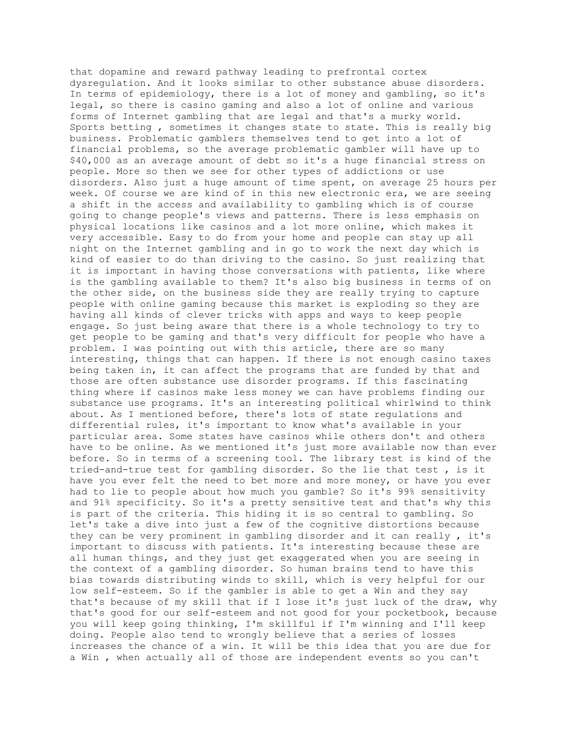that dopamine and reward pathway leading to prefrontal cortex dysregulation. And it looks similar to other substance abuse disorders. In terms of epidemiology, there is a lot of money and gambling, so it's legal, so there is casino gaming and also a lot of online and various forms of Internet gambling that are legal and that's a murky world. Sports betting , sometimes it changes state to state. This is really big business. Problematic gamblers themselves tend to get into a lot of financial problems, so the average problematic gambler will have up to $40,000 as an average amount of debt so it's a huge financial stress on people. More so then we see for other types of addictions or use disorders. Also just a huge amount of time spent, on average 25 hours per week. Of course we are kind of in this new electronic era, we are seeing a shift in the access and availability to gambling which is of course going to change people's views and patterns. There is less emphasis on physical locations like casinos and a lot more online, which makes it very accessible. Easy to do from your home and people can stay up all night on the Internet gambling and in go to work the next day which is kind of easier to do than driving to the casino. So just realizing that it is important in having those conversations with patients, like where is the gambling available to them? It's also big business in terms of on the other side, on the business side they are really trying to capture people with online gaming because this market is exploding so they are having all kinds of clever tricks with apps and ways to keep people engage. So just being aware that there is a whole technology to try to get people to be gaming and that's very difficult for people who have a problem. I was pointing out with this article, there are so many interesting, things that can happen. If there is not enough casino taxes being taken in, it can affect the programs that are funded by that and those are often substance use disorder programs. If this fascinating thing where if casinos make less money we can have problems finding our substance use programs. It's an interesting political whirlwind to think about. As I mentioned before, there's lots of state regulations and differential rules, it's important to know what's available in your particular area. Some states have casinos while others don't and others have to be online. As we mentioned it's just more available now than ever before. So in terms of a screening tool. The library test is kind of the tried-and-true test for gambling disorder. So the lie that test , is it have you ever felt the need to bet more and more money, or have you ever had to lie to people about how much you gamble? So it's 99% sensitivity and 91% specificity. So it's a pretty sensitive test and that's why this is part of the criteria. This hiding it is so central to gambling. So let's take a dive into just a few of the cognitive distortions because they can be very prominent in gambling disorder and it can really , it's important to discuss with patients. It's interesting because these are all human things, and they just get exaggerated when you are seeing in the context of a gambling disorder. So human brains tend to have this bias towards distributing winds to skill, which is very helpful for our low self-esteem. So if the gambler is able to get a Win and they say that's because of my skill that if I lose it's just luck of the draw, why that's good for our self-esteem and not good for your pocketbook, because you will keep going thinking, I'm skillful if I'm winning and I'll keep doing. People also tend to wrongly believe that a series of losses increases the chance of a win. It will be this idea that you are due for a Win , when actually all of those are independent events so you can't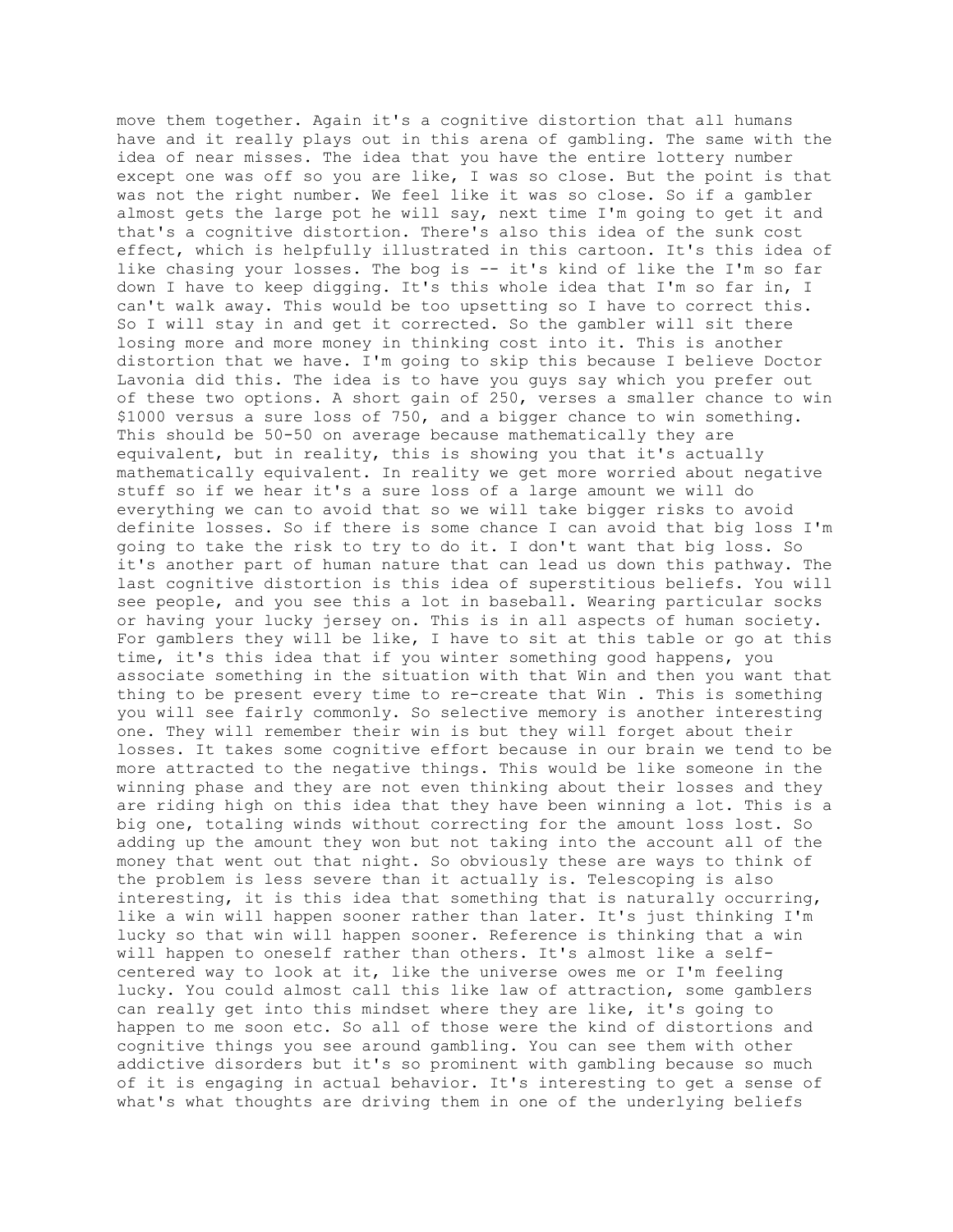move them together. Again it's a cognitive distortion that all humans have and it really plays out in this arena of gambling. The same with the idea of near misses. The idea that you have the entire lottery number except one was off so you are like, I was so close. But the point is that was not the right number. We feel like it was so close. So if a gambler almost gets the large pot he will say, next time I'm going to get it and that's a cognitive distortion. There's also this idea of the sunk cost effect, which is helpfully illustrated in this cartoon. It's this idea of like chasing your losses. The bog is -- it's kind of like the I'm so far down I have to keep digging. It's this whole idea that I'm so far in, I can't walk away. This would be too upsetting so I have to correct this. So I will stay in and get it corrected. So the gambler will sit there losing more and more money in thinking cost into it. This is another distortion that we have. I'm going to skip this because I believe Doctor Lavonia did this. The idea is to have you guys say which you prefer out of these two options. A short gain of 250, verses a smaller chance to win $1000 versus a sure loss of 750, and a bigger chance to win something. This should be 50-50 on average because mathematically they are equivalent, but in reality, this is showing you that it's actually mathematically equivalent. In reality we get more worried about negative stuff so if we hear it's a sure loss of a large amount we will do everything we can to avoid that so we will take bigger risks to avoid definite losses. So if there is some chance I can avoid that big loss I'm going to take the risk to try to do it. I don't want that big loss. So it's another part of human nature that can lead us down this pathway. The last cognitive distortion is this idea of superstitious beliefs. You will see people, and you see this a lot in baseball. Wearing particular socks or having your lucky jersey on. This is in all aspects of human society. For gamblers they will be like, I have to sit at this table or go at this time, it's this idea that if you winter something good happens, you associate something in the situation with that Win and then you want that thing to be present every time to re-create that Win . This is something you will see fairly commonly. So selective memory is another interesting one. They will remember their win is but they will forget about their losses. It takes some cognitive effort because in our brain we tend to be more attracted to the negative things. This would be like someone in the winning phase and they are not even thinking about their losses and they are riding high on this idea that they have been winning a lot. This is a big one, totaling winds without correcting for the amount loss lost. So adding up the amount they won but not taking into the account all of the money that went out that night. So obviously these are ways to think of the problem is less severe than it actually is. Telescoping is also interesting, it is this idea that something that is naturally occurring, like a win will happen sooner rather than later. It's just thinking I'm lucky so that win will happen sooner. Reference is thinking that a win will happen to oneself rather than others. It's almost like a self-centered way to look at it, like the universe owes me or I'm feeling lucky. You could almost call this like law of attraction, some gamblers can really get into this mindset where they are like, it's going to happen to me soon etc. So all of those were the kind of distortions and cognitive things you see around gambling. You can see them with other addictive disorders but it's so prominent with gambling because so much of it is engaging in actual behavior. It's interesting to get a sense of what's what thoughts are driving them in one of the underlying beliefs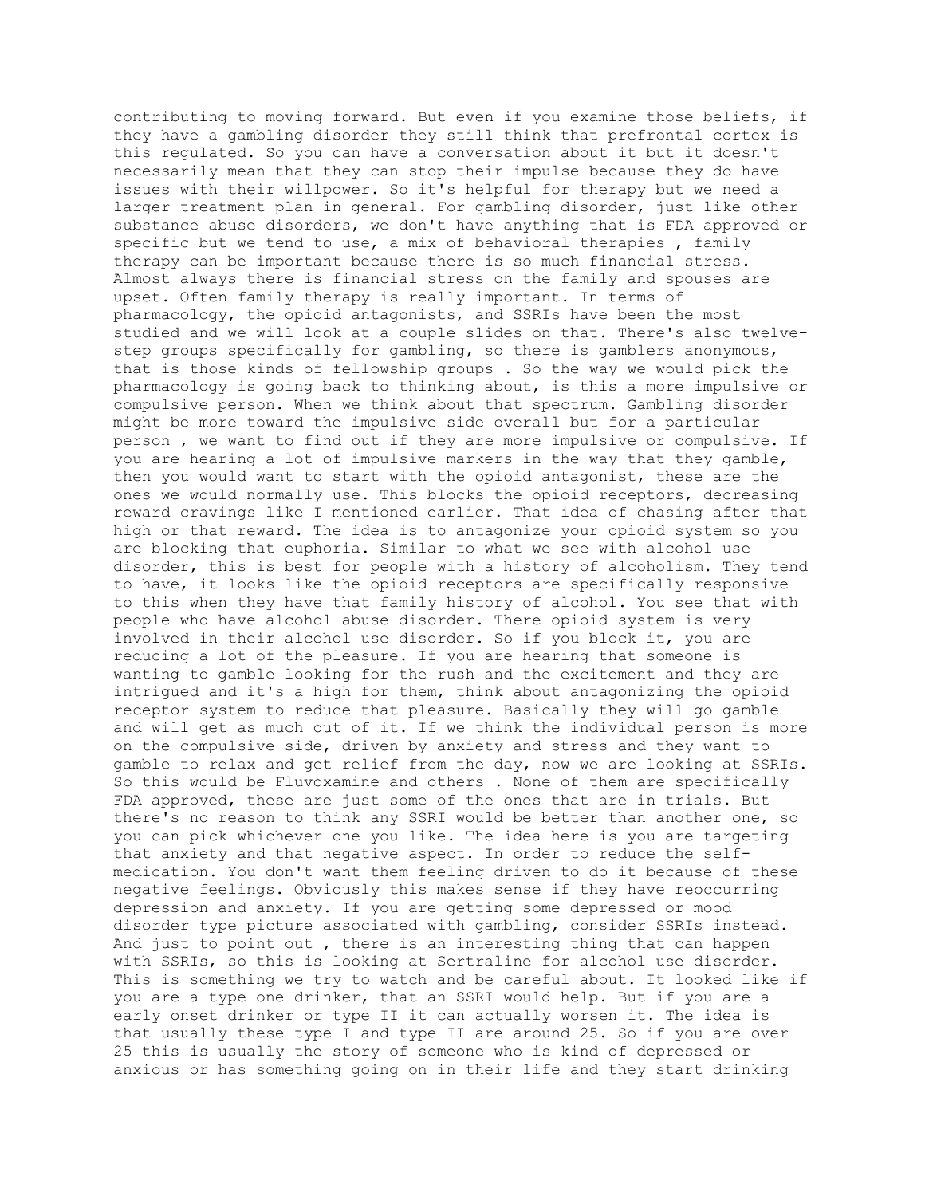contributing to moving forward. But even if you examine those beliefs, if they have a gambling disorder they still think that prefrontal cortex is this regulated. So you can have a conversation about it but it doesn't necessarily mean that they can stop their impulse because they do have issues with their willpower. So it's helpful for therapy but we need a larger treatment plan in general. For gambling disorder, just like other substance abuse disorders, we don't have anything that is FDA approved or specific but we tend to use, a mix of behavioral therapies , family therapy can be important because there is so much financial stress. Almost always there is financial stress on the family and spouses are upset. Often family therapy is really important. In terms of pharmacology, the opioid antagonists, and SSRIs have been the most studied and we will look at a couple slides on that. There's also twelve-step groups specifically for gambling, so there is gamblers anonymous, that is those kinds of fellowship groups . So the way we would pick the pharmacology is going back to thinking about, is this a more impulsive or compulsive person. When we think about that spectrum. Gambling disorder might be more toward the impulsive side overall but for a particular person , we want to find out if they are more impulsive or compulsive. If you are hearing a lot of impulsive markers in the way that they gamble, then you would want to start with the opioid antagonist, these are the ones we would normally use. This blocks the opioid receptors, decreasing reward cravings like I mentioned earlier. That idea of chasing after that high or that reward. The idea is to antagonize your opioid system so you are blocking that euphoria. Similar to what we see with alcohol use disorder, this is best for people with a history of alcoholism. They tend to have, it looks like the opioid receptors are specifically responsive to this when they have that family history of alcohol. You see that with people who have alcohol abuse disorder. There opioid system is very involved in their alcohol use disorder. So if you block it, you are reducing a lot of the pleasure. If you are hearing that someone is wanting to gamble looking for the rush and the excitement and they are intrigued and it's a high for them, think about antagonizing the opioid receptor system to reduce that pleasure. Basically they will go gamble and will get as much out of it. If we think the individual person is more on the compulsive side, driven by anxiety and stress and they want to gamble to relax and get relief from the day, now we are looking at SSRIs. So this would be Fluvoxamine and others . None of them are specifically FDA approved, these are just some of the ones that are in trials. But there's no reason to think any SSRI would be better than another one, so you can pick whichever one you like. The idea here is you are targeting that anxiety and that negative aspect. In order to reduce the self-medication. You don't want them feeling driven to do it because of these negative feelings. Obviously this makes sense if they have reoccurring depression and anxiety. If you are getting some depressed or mood disorder type picture associated with gambling, consider SSRIs instead. And just to point out , there is an interesting thing that can happen with SSRIs, so this is looking at Sertraline for alcohol use disorder. This is something we try to watch and be careful about. It looked like if you are a type one drinker, that an SSRI would help. But if you are a early onset drinker or type II it can actually worsen it. The idea is that usually these type I and type II are around 25. So if you are over 25 this is usually the story of someone who is kind of depressed or anxious or has something going on in their life and they start drinking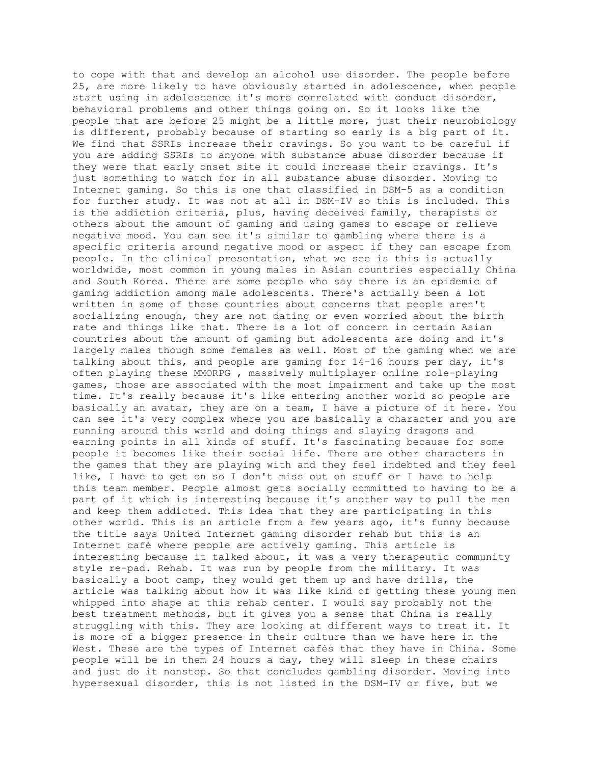to cope with that and develop an alcohol use disorder. The people before 25, are more likely to have obviously started in adolescence, when people start using in adolescence it's more correlated with conduct disorder, behavioral problems and other things going on. So it looks like the people that are before 25 might be a little more, just their neurobiology is different, probably because of starting so early is a big part of it. We find that SSRIs increase their cravings. So you want to be careful if you are adding SSRIs to anyone with substance abuse disorder because if they were that early onset site it could increase their cravings. It's just something to watch for in all substance abuse disorder. Moving to Internet gaming. So this is one that classified in DSM-5 as a condition for further study. It was not at all in DSM-IV so this is included. This is the addiction criteria, plus, having deceived family, therapists or others about the amount of gaming and using games to escape or relieve negative mood. You can see it's similar to gambling where there is a specific criteria around negative mood or aspect if they can escape from people. In the clinical presentation, what we see is this is actually worldwide, most common in young males in Asian countries especially China and South Korea. There are some people who say there is an epidemic of gaming addiction among male adolescents. There's actually been a lot written in some of those countries about concerns that people aren't socializing enough, they are not dating or even worried about the birth rate and things like that. There is a lot of concern in certain Asian countries about the amount of gaming but adolescents are doing and it's largely males though some females as well. Most of the gaming when we are talking about this, and people are gaming for 14-16 hours per day, it's often playing these MMORPG , massively multiplayer online role-playing games, those are associated with the most impairment and take up the most time. It's really because it's like entering another world so people are basically an avatar, they are on a team, I have a picture of it here. You can see it's very complex where you are basically a character and you are running around this world and doing things and slaying dragons and earning points in all kinds of stuff. It's fascinating because for some people it becomes like their social life. There are other characters in the games that they are playing with and they feel indebted and they feel like, I have to get on so I don't miss out on stuff or I have to help this team member. People almost gets socially committed to having to be a part of it which is interesting because it's another way to pull the men and keep them addicted. This idea that they are participating in this other world. This is an article from a few years ago, it's funny because the title says United Internet gaming disorder rehab but this is an Internet café where people are actively gaming. This article is interesting because it talked about, it was a very therapeutic community style re-pad. Rehab. It was run by people from the military. It was basically a boot camp, they would get them up and have drills, the article was talking about how it was like kind of getting these young men whipped into shape at this rehab center. I would say probably not the best treatment methods, but it gives you a sense that China is really struggling with this. They are looking at different ways to treat it. It is more of a bigger presence in their culture than we have here in the West. These are the types of Internet cafés that they have in China. Some people will be in them 24 hours a day, they will sleep in these chairs and just do it nonstop. So that concludes gambling disorder. Moving into hypersexual disorder, this is not listed in the DSM-IV or five, but we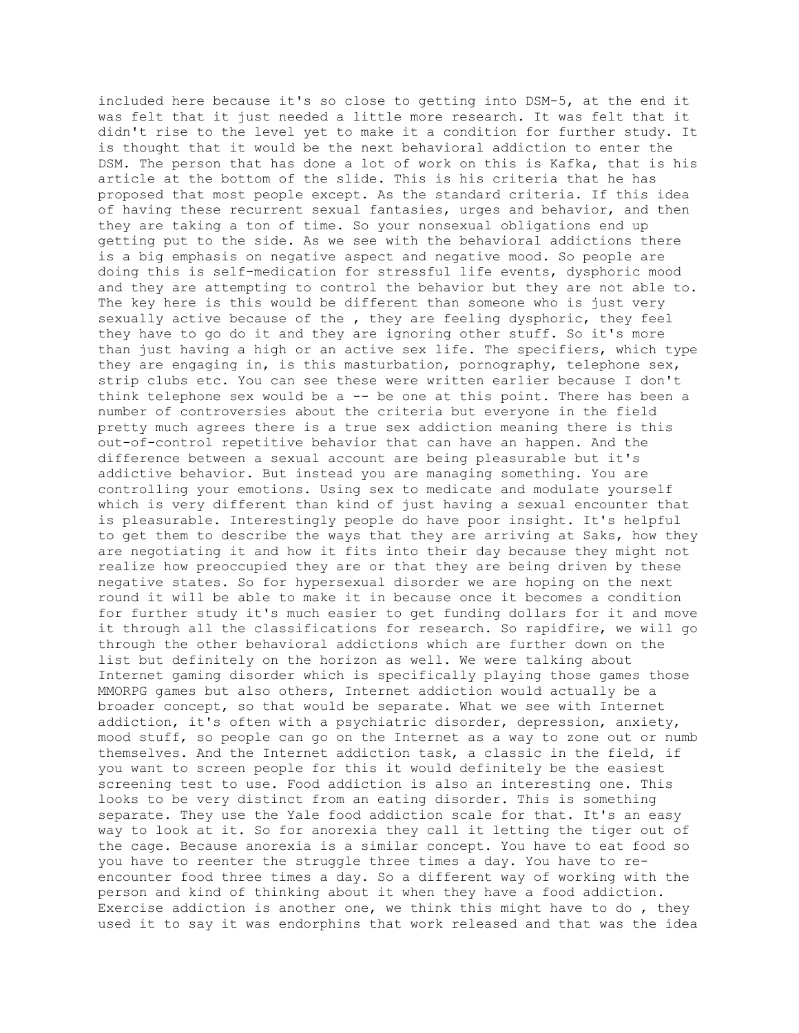included here because it's so close to getting into DSM-5, at the end it was felt that it just needed a little more research. It was felt that it didn't rise to the level yet to make it a condition for further study. It is thought that it would be the next behavioral addiction to enter the DSM. The person that has done a lot of work on this is Kafka, that is his article at the bottom of the slide. This is his criteria that he has proposed that most people except. As the standard criteria. If this idea of having these recurrent sexual fantasies, urges and behavior, and then they are taking a ton of time. So your nonsexual obligations end up getting put to the side. As we see with the behavioral addictions there is a big emphasis on negative aspect and negative mood. So people are doing this is self-medication for stressful life events, dysphoric mood and they are attempting to control the behavior but they are not able to. The key here is this would be different than someone who is just very sexually active because of the , they are feeling dysphoric, they feel they have to go do it and they are ignoring other stuff. So it's more than just having a high or an active sex life. The specifiers, which type they are engaging in, is this masturbation, pornography, telephone sex, strip clubs etc. You can see these were written earlier because I don't think telephone sex would be a -- be one at this point. There has been a number of controversies about the criteria but everyone in the field pretty much agrees there is a true sex addiction meaning there is this out-of-control repetitive behavior that can have an happen. And the difference between a sexual account are being pleasurable but it's addictive behavior. But instead you are managing something. You are controlling your emotions. Using sex to medicate and modulate yourself which is very different than kind of just having a sexual encounter that is pleasurable. Interestingly people do have poor insight. It's helpful to get them to describe the ways that they are arriving at Saks, how they are negotiating it and how it fits into their day because they might not realize how preoccupied they are or that they are being driven by these negative states. So for hypersexual disorder we are hoping on the next round it will be able to make it in because once it becomes a condition for further study it's much easier to get funding dollars for it and move it through all the classifications for research. So rapidfire, we will go through the other behavioral addictions which are further down on the list but definitely on the horizon as well. We were talking about Internet gaming disorder which is specifically playing those games those MMORPG games but also others, Internet addiction would actually be a broader concept, so that would be separate. What we see with Internet addiction, it's often with a psychiatric disorder, depression, anxiety, mood stuff, so people can go on the Internet as a way to zone out or numb themselves. And the Internet addiction task, a classic in the field, if you want to screen people for this it would definitely be the easiest screening test to use. Food addiction is also an interesting one. This looks to be very distinct from an eating disorder. This is something separate. They use the Yale food addiction scale for that. It's an easy way to look at it. So for anorexia they call it letting the tiger out of the cage. Because anorexia is a similar concept. You have to eat food so you have to reenter the struggle three times a day. You have to re-encounter food three times a day. So a different way of working with the person and kind of thinking about it when they have a food addiction. Exercise addiction is another one, we think this might have to do , they used it to say it was endorphins that work released and that was the idea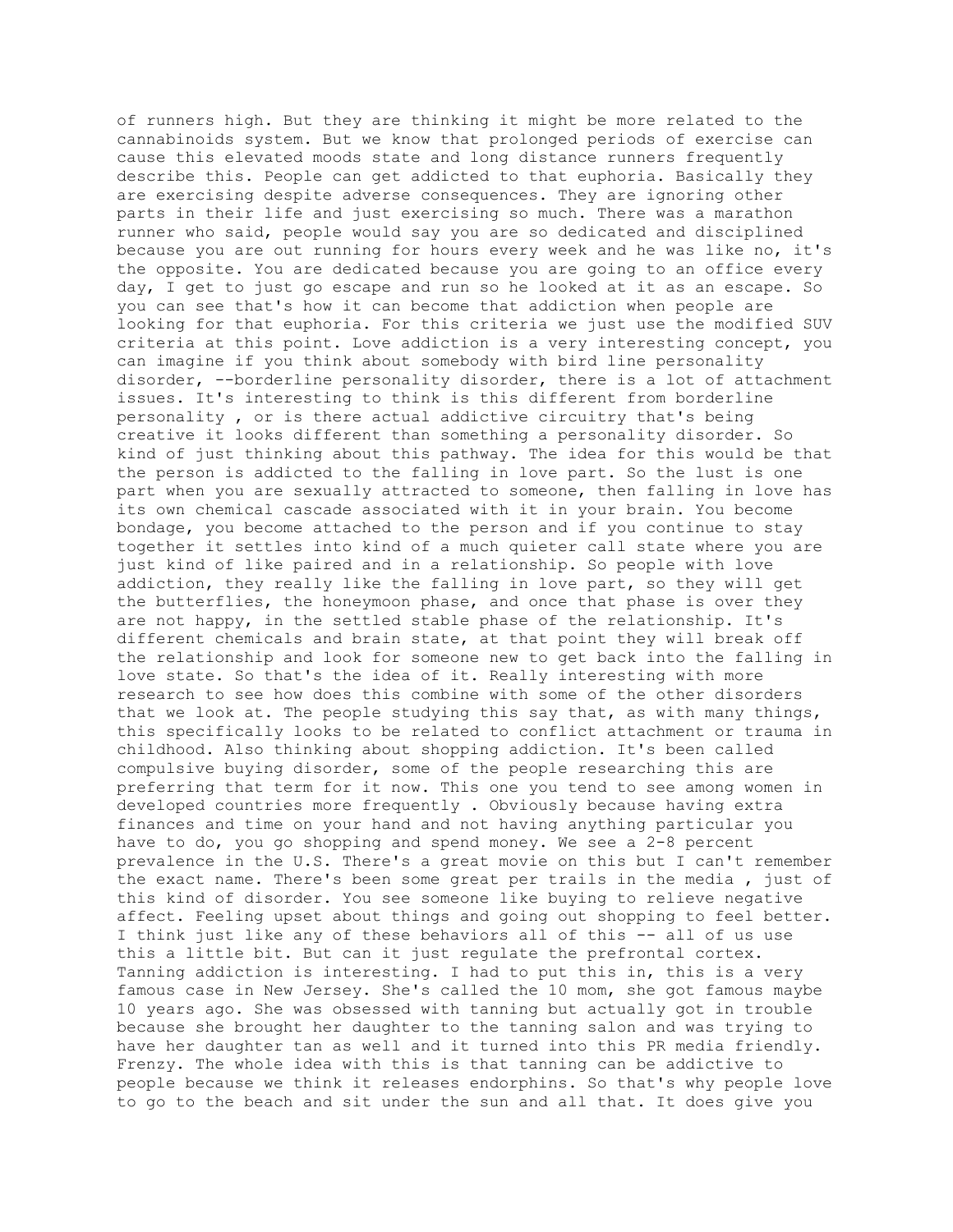of runners high. But they are thinking it might be more related to the cannabinoids system. But we know that prolonged periods of exercise can cause this elevated moods state and long distance runners frequently describe this. People can get addicted to that euphoria. Basically they are exercising despite adverse consequences. They are ignoring other parts in their life and just exercising so much. There was a marathon runner who said, people would say you are so dedicated and disciplined because you are out running for hours every week and he was like no, it's the opposite. You are dedicated because you are going to an office every day, I get to just go escape and run so he looked at it as an escape. So you can see that's how it can become that addiction when people are looking for that euphoria. For this criteria we just use the modified SUV criteria at this point. Love addiction is a very interesting concept, you can imagine if you think about somebody with bird line personality disorder, --borderline personality disorder, there is a lot of attachment issues. It's interesting to think is this different from borderline personality , or is there actual addictive circuitry that's being creative it looks different than something a personality disorder. So kind of just thinking about this pathway. The idea for this would be that the person is addicted to the falling in love part. So the lust is one part when you are sexually attracted to someone, then falling in love has its own chemical cascade associated with it in your brain. You become bondage, you become attached to the person and if you continue to stay together it settles into kind of a much quieter call state where you are just kind of like paired and in a relationship. So people with love addiction, they really like the falling in love part, so they will get the butterflies, the honeymoon phase, and once that phase is over they are not happy, in the settled stable phase of the relationship. It's different chemicals and brain state, at that point they will break off the relationship and look for someone new to get back into the falling in love state. So that's the idea of it. Really interesting with more research to see how does this combine with some of the other disorders that we look at. The people studying this say that, as with many things, this specifically looks to be related to conflict attachment or trauma in childhood. Also thinking about shopping addiction. It's been called compulsive buying disorder, some of the people researching this are preferring that term for it now. This one you tend to see among women in developed countries more frequently . Obviously because having extra finances and time on your hand and not having anything particular you have to do, you go shopping and spend money. We see a 2-8 percent prevalence in the U.S. There's a great movie on this but I can't remember the exact name. There's been some great per trails in the media , just of this kind of disorder. You see someone like buying to relieve negative affect. Feeling upset about things and going out shopping to feel better. I think just like any of these behaviors all of this -- all of us use this a little bit. But can it just regulate the prefrontal cortex. Tanning addiction is interesting. I had to put this in, this is a very famous case in New Jersey. She's called the 10 mom, she got famous maybe 10 years ago. She was obsessed with tanning but actually got in trouble because she brought her daughter to the tanning salon and was trying to have her daughter tan as well and it turned into this PR media friendly. Frenzy. The whole idea with this is that tanning can be addictive to people because we think it releases endorphins. So that's why people love to go to the beach and sit under the sun and all that. It does give you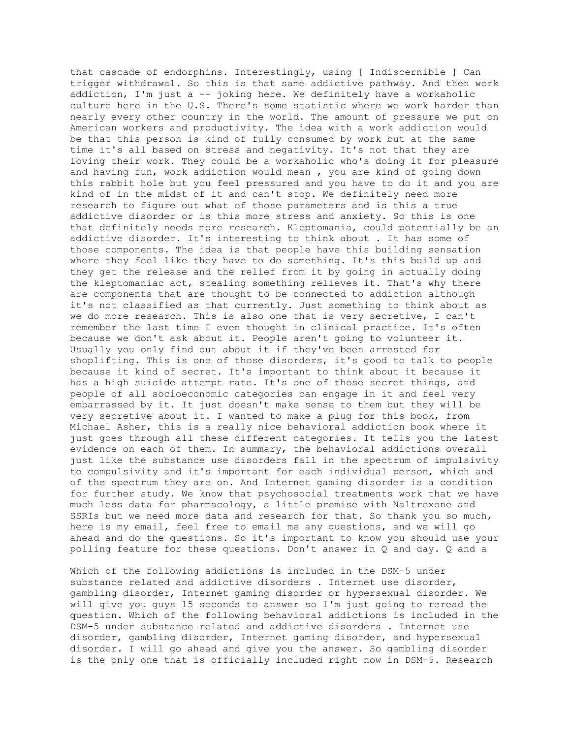that cascade of endorphins. Interestingly, using [ Indiscernible ] Can trigger withdrawal. So this is that same addictive pathway. And then work addiction, I'm just a -- joking here. We definitely have a workaholic culture here in the U.S. There's some statistic where we work harder than nearly every other country in the world. The amount of pressure we put on American workers and productivity. The idea with a work addiction would be that this person is kind of fully consumed by work but at the same time it's all based on stress and negativity. It's not that they are loving their work. They could be a workaholic who's doing it for pleasure and having fun, work addiction would mean , you are kind of going down this rabbit hole but you feel pressured and you have to do it and you are kind of in the midst of it and can't stop. We definitely need more research to figure out what of those parameters and is this a true addictive disorder or is this more stress and anxiety. So this is one that definitely needs more research. Kleptomania, could potentially be an addictive disorder. It's interesting to think about . It has some of those components. The idea is that people have this building sensation where they feel like they have to do something. It's this build up and they get the release and the relief from it by going in actually doing the kleptomaniac act, stealing something relieves it. That's why there are components that are thought to be connected to addiction although it's not classified as that currently. Just something to think about as we do more research. This is also one that is very secretive, I can't remember the last time I even thought in clinical practice. It's often because we don't ask about it. People aren't going to volunteer it. Usually you only find out about it if they've been arrested for shoplifting. This is one of those disorders, it's good to talk to people because it kind of secret. It's important to think about it because it has a high suicide attempt rate. It's one of those secret things, and people of all socioeconomic categories can engage in it and feel very embarrassed by it. It just doesn't make sense to them but they will be very secretive about it. I wanted to make a plug for this book, from Michael Asher, this is a really nice behavioral addiction book where it just goes through all these different categories. It tells you the latest evidence on each of them. In summary, the behavioral addictions overall just like the substance use disorders fall in the spectrum of impulsivity to compulsivity and it's important for each individual person, which and of the spectrum they are on. And Internet gaming disorder is a condition for further study. We know that psychosocial treatments work that we have much less data for pharmacology, a little promise with Naltrexone and SSRIs but we need more data and research for that. So thank you so much, here is my email, feel free to email me any questions, and we will go ahead and do the questions. So it's important to know you should use your polling feature for these questions. Don't answer in Q and day. Q and a

Which of the following addictions is included in the DSM-5 under substance related and addictive disorders . Internet use disorder, gambling disorder, Internet gaming disorder or hypersexual disorder. We will give you guys 15 seconds to answer so I'm just going to reread the question. Which of the following behavioral addictions is included in the DSM-5 under substance related and addictive disorders . Internet use disorder, gambling disorder, Internet gaming disorder, and hypersexual disorder. I will go ahead and give you the answer. So gambling disorder is the only one that is officially included right now in DSM-5. Research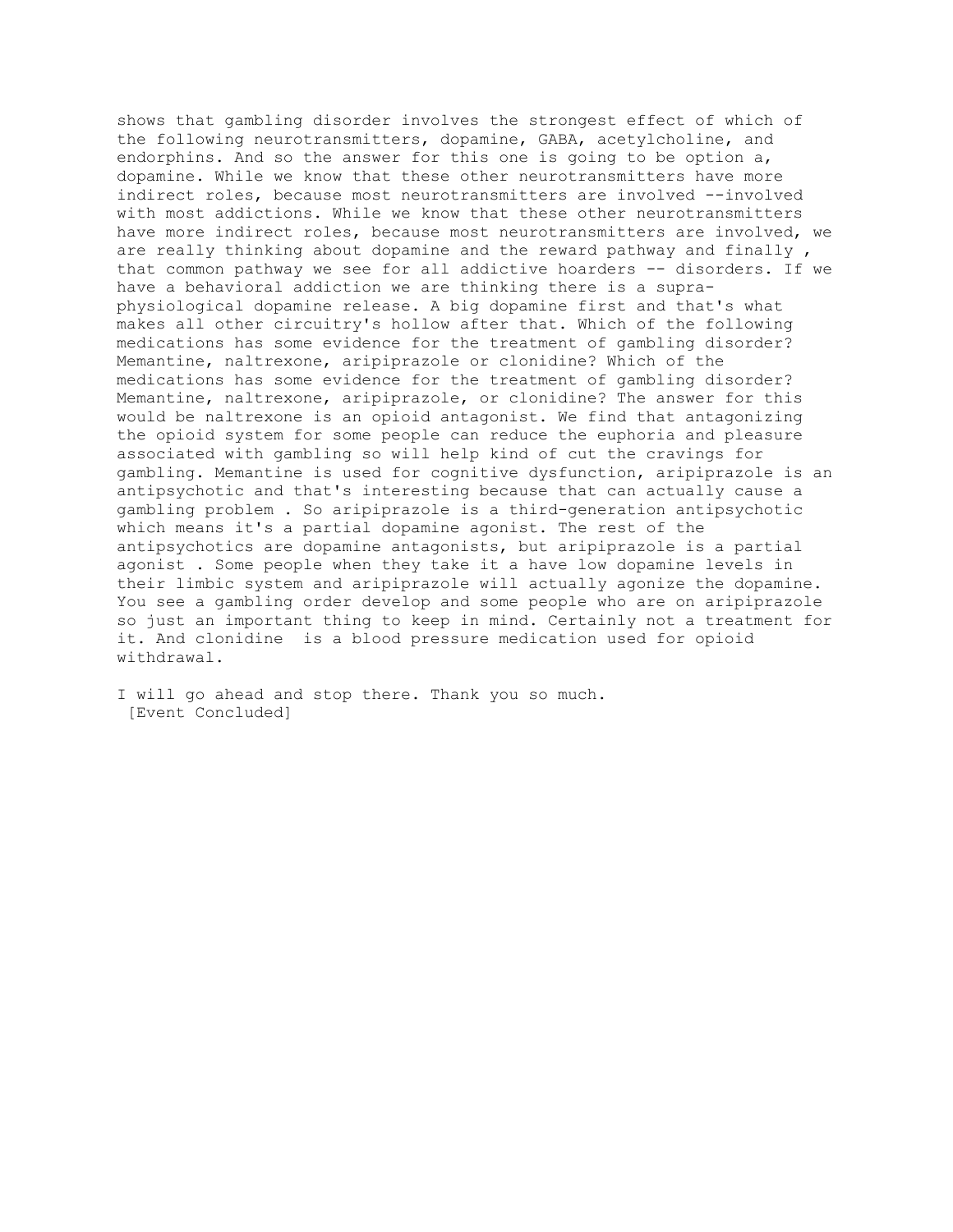shows that gambling disorder involves the strongest effect of which of the following neurotransmitters, dopamine, GABA, acetylcholine, and endorphins. And so the answer for this one is going to be option a, dopamine. While we know that these other neurotransmitters have more indirect roles, because most neurotransmitters are involved --involved with most addictions. While we know that these other neurotransmitters have more indirect roles, because most neurotransmitters are involved, we are really thinking about dopamine and the reward pathway and finally , that common pathway we see for all addictive hoarders -- disorders. If we have a behavioral addiction we are thinking there is a supra-physiological dopamine release. A big dopamine first and that's what makes all other circuitry's hollow after that. Which of the following medications has some evidence for the treatment of gambling disorder? Memantine, naltrexone, aripiprazole or clonidine? Which of the medications has some evidence for the treatment of gambling disorder? Memantine, naltrexone, aripiprazole, or clonidine? The answer for this would be naltrexone is an opioid antagonist. We find that antagonizing the opioid system for some people can reduce the euphoria and pleasure associated with gambling so will help kind of cut the cravings for gambling. Memantine is used for cognitive dysfunction, aripiprazole is an antipsychotic and that's interesting because that can actually cause a gambling problem . So aripiprazole is a third-generation antipsychotic which means it's a partial dopamine agonist. The rest of the antipsychotics are dopamine antagonists, but aripiprazole is a partial agonist . Some people when they take it a have low dopamine levels in their limbic system and aripiprazole will actually agonize the dopamine. You see a gambling order develop and some people who are on aripiprazole so just an important thing to keep in mind. Certainly not a treatment for it. And clonidine is a blood pressure medication used for opioid withdrawal.

I will go ahead and stop there. Thank you so much.
[Event Concluded]